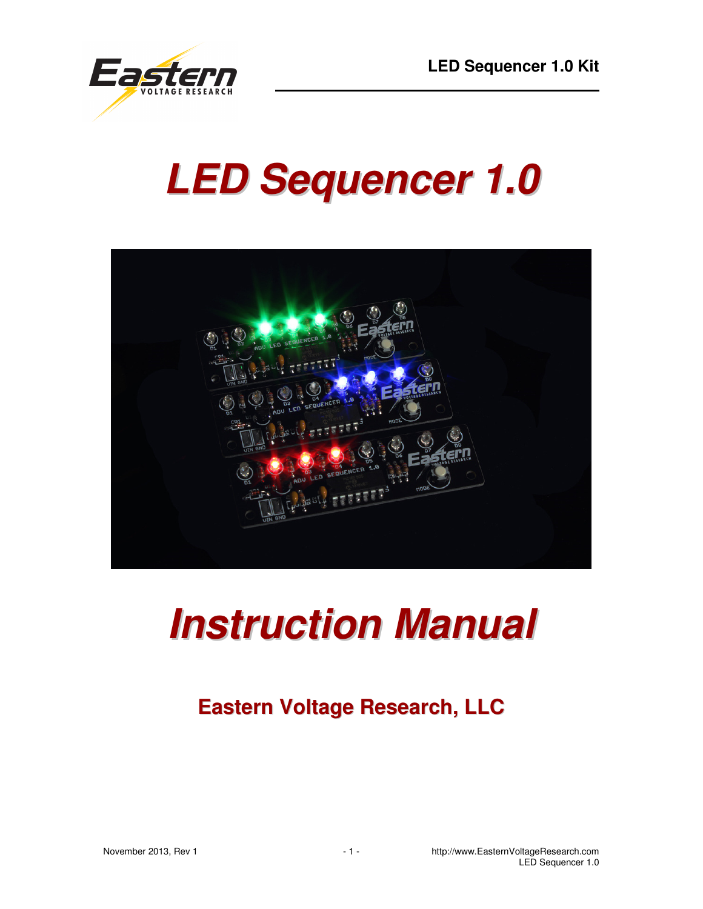# LED Sequencer 1.0

# Instruction Manual

## Eastern Voltage Research, LLC

November 2013, Rev 1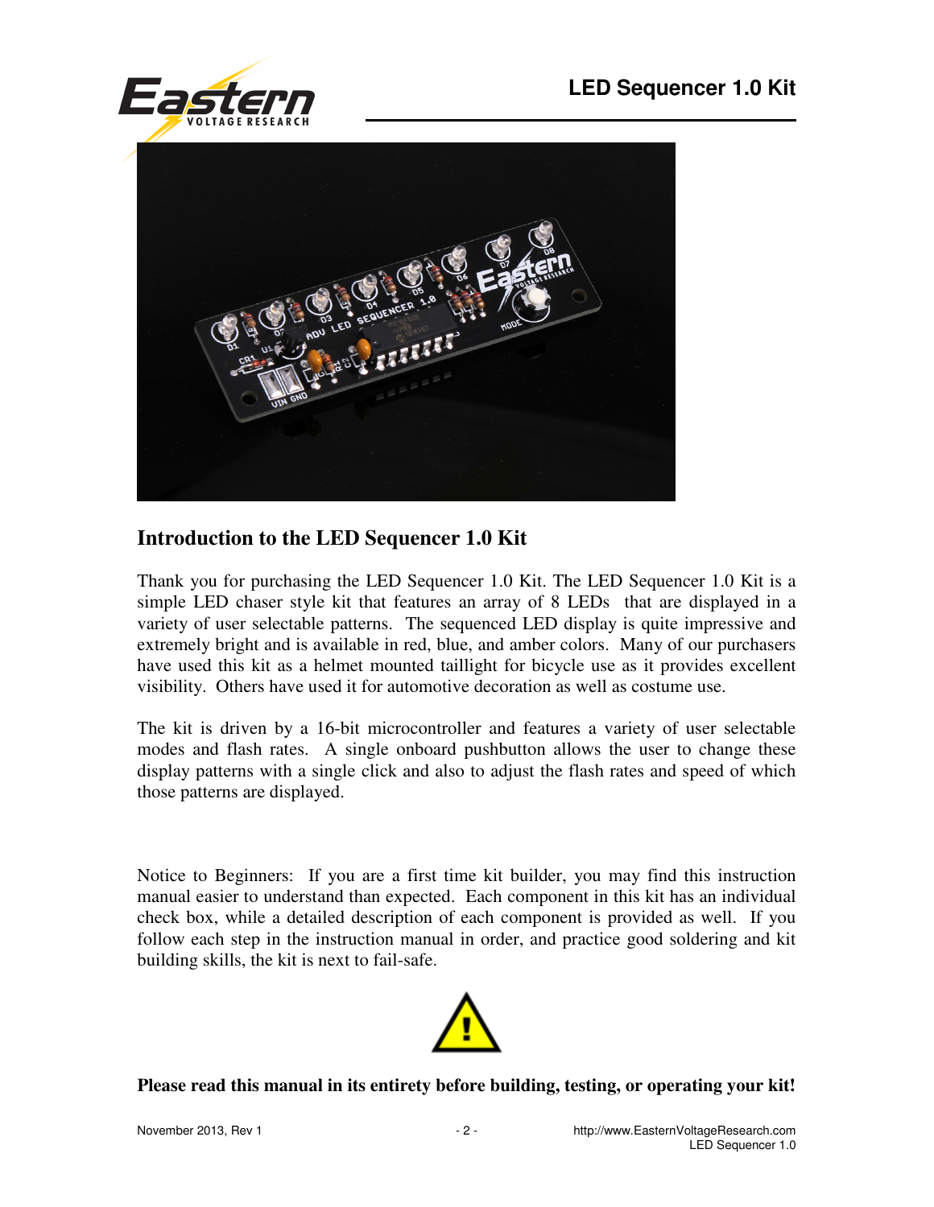## Introduction to the LED Sequencer 1.0 Kit

Thank you for purchasing the LED Sequencer 1.0 Kit. The LED Sequencer 1.0 Kit is a simple LED chaser style kit that features an array of 8 LEDs that are displayed in a variety of user selectable patterns. The sequenced LED display is quite impressive and extremely bright and is available in red, blue, and amber colors. Many of our purchasers have used this kit as a helmet mounted taillight for bicycle use as it provides excellent visibility. Others have used it for automotive decoration as well as costume use.

The kit is driven by a 16-bit microcontroller and features a variety of user selectable modes and flash rates. A single onboard pushbutton allows the user to change these display patterns with a single click and also to adjust the flash rates and speed of which those patterns are displayed.

Notice to Beginners: If you are a first time kit builder, you may find this instruction manual easier to understand than expected. Each component in this kit has an individual check box, while a detailed description of each component is provided as well. If you follow each step in the instruction manual in order, and practice good soldering and kit building skills, the kit is next to fail-safe.

**Please read this manual in its entirety before building, testing, or operating your kit!**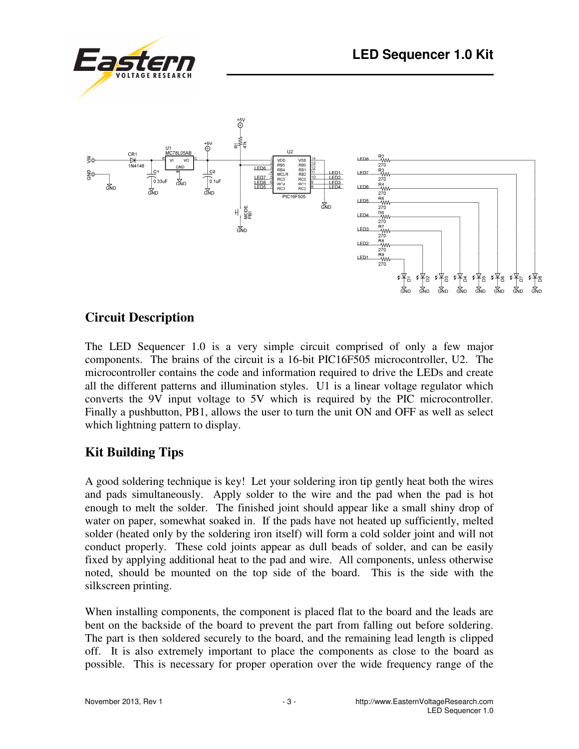## Circuit Description

The LED Sequencer 1.0 is a very simple circuit comprised of only a few major components. The brains of the circuit is a 16-bit PIC16F505 microcontroller, U2. The microcontroller contains the code and information required to drive the LEDs and create all the different patterns and illumination styles. U1 is a linear voltage regulator which converts the 9V input voltage to 5V which is required by the PIC microcontroller. Finally a pushbutton, PB1, allows the user to turn the unit ON and OFF as well as select which lightning pattern to display.

## Kit Building Tips

A good soldering technique is key! Let your soldering iron tip gently heat both the wires and pads simultaneously. Apply solder to the wire and the pad when the pad is hot enough to melt the solder. The finished joint should appear like a small shiny drop of water on paper, somewhat soaked in. If the pads have not heated up sufficiently, melted solder (heated only by the soldering iron itself) will form a cold solder joint and will not conduct properly. These cold joints appear as dull beads of solder, and can be easily fixed by applying additional heat to the pad and wire. All components, unless otherwise noted, should be mounted on the top side of the board. This is the side with the silkscreen printing.

When installing components, the component is placed flat to the board and the leads are bent on the backside of the board to prevent the part from falling out before soldering. The part is then soldered securely to the board, and the remaining lead length is clipped off. It is also extremely important to place the components as close to the board as possible. This is necessary for proper operation over the wide frequency range of the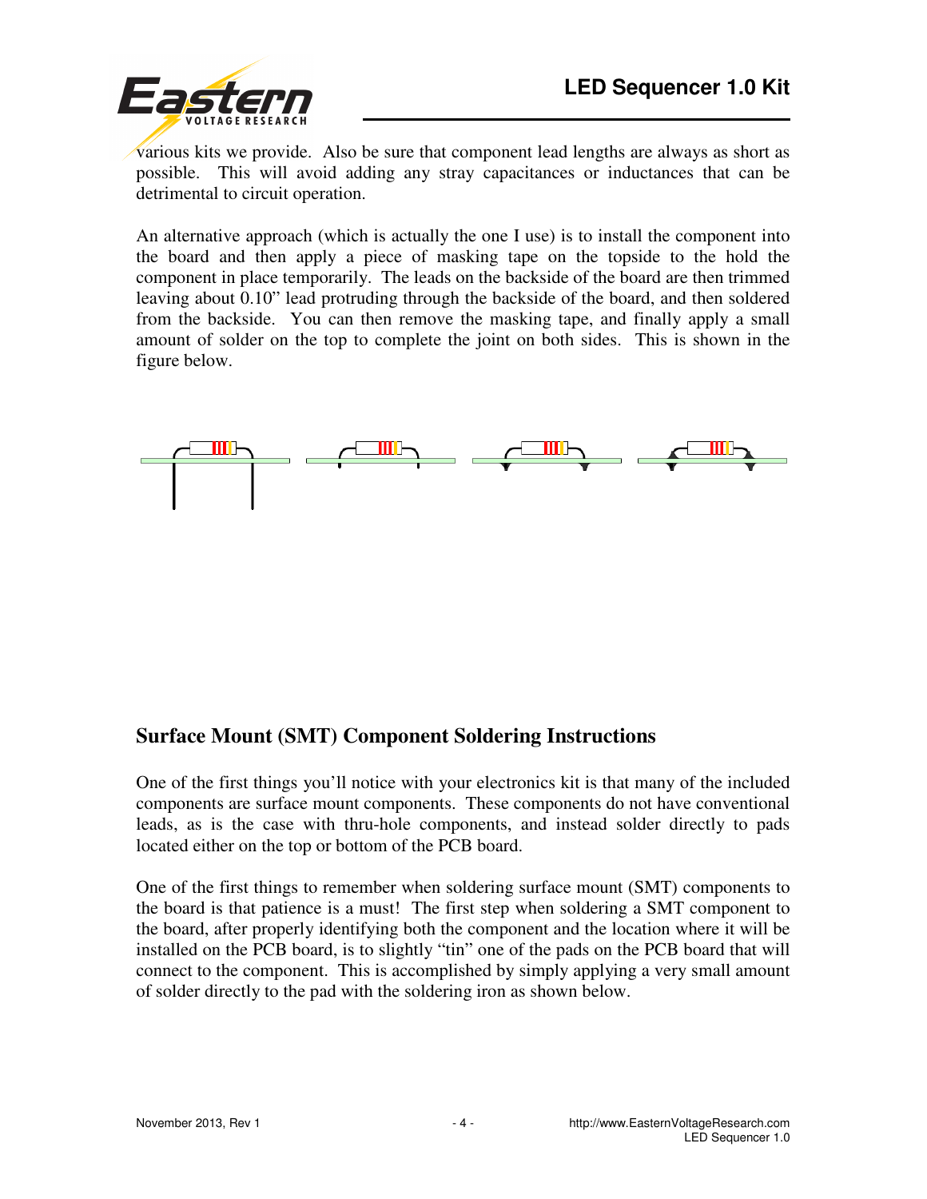various kits we provide. Also be sure that component lead lengths are always as short as possible. This will avoid adding any stray capacitances or inductances that can be detrimental to circuit operation.

An alternative approach (which is actually the one I use) is to install the component into the board and then apply a piece of masking tape on the topside to the hold the component in place temporarily. The leads on the backside of the board are then trimmed leaving about 0.10" lead protruding through the backside of the board, and then soldered from the backside. You can then remove the masking tape, and finally apply a small amount of solder on the top to complete the joint on both sides. This is shown in the figure below.

## Surface Mount (SMT) Component Soldering Instructions

One of the first things you'll notice with your electronics kit is that many of the included components are surface mount components. These components do not have conventional leads, as is the case with thru-hole components, and instead solder directly to pads located either on the top or bottom of the PCB board.

One of the first things to remember when soldering surface mount (SMT) components to the board is that patience is a must! The first step when soldering a SMT component to the board, after properly identifying both the component and the location where it will be installed on the PCB board, is to slightly "tin" one of the pads on the PCB board that will connect to the component. This is accomplished by simply applying a very small amount of solder directly to the pad with the soldering iron as shown below.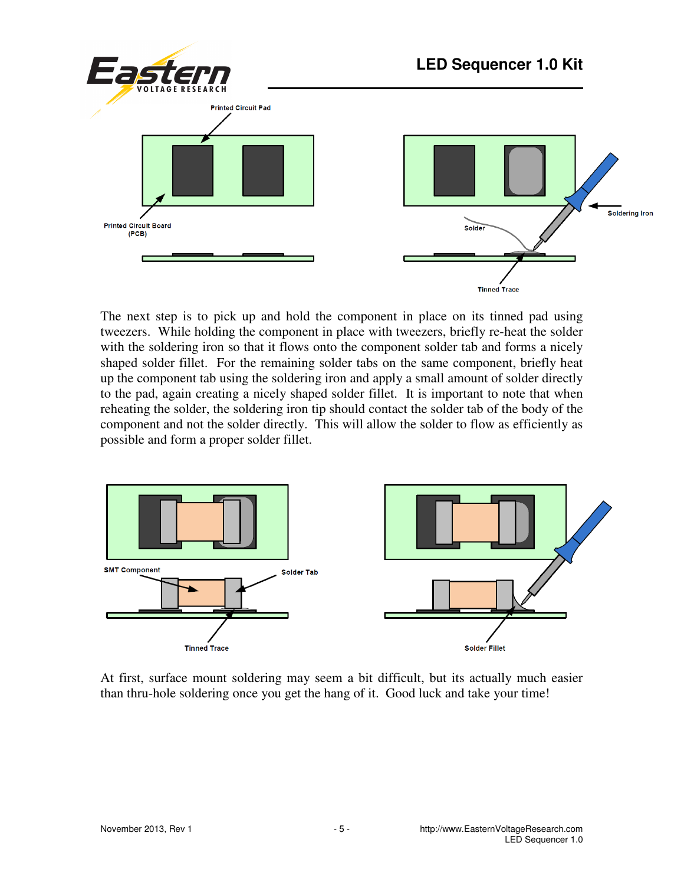The next step is to pick up and hold the component in place on its tinned pad using tweezers. While holding the component in place with tweezers, briefly re-heat the solder with the soldering iron so that it flows onto the component solder tab and forms a nicely shaped solder fillet. For the remaining solder tabs on the same component, briefly heat up the component tab using the soldering iron and apply a small amount of solder directly to the pad, again creating a nicely shaped solder fillet. It is important to note that when reheating the solder, the soldering iron tip should contact the solder tab of the body of the component and not the solder directly. This will allow the solder to flow as efficiently as possible and form a proper solder fillet.

At first, surface mount soldering may seem a bit difficult, but its actually much easier than thru-hole soldering once you get the hang of it. Good luck and take your time!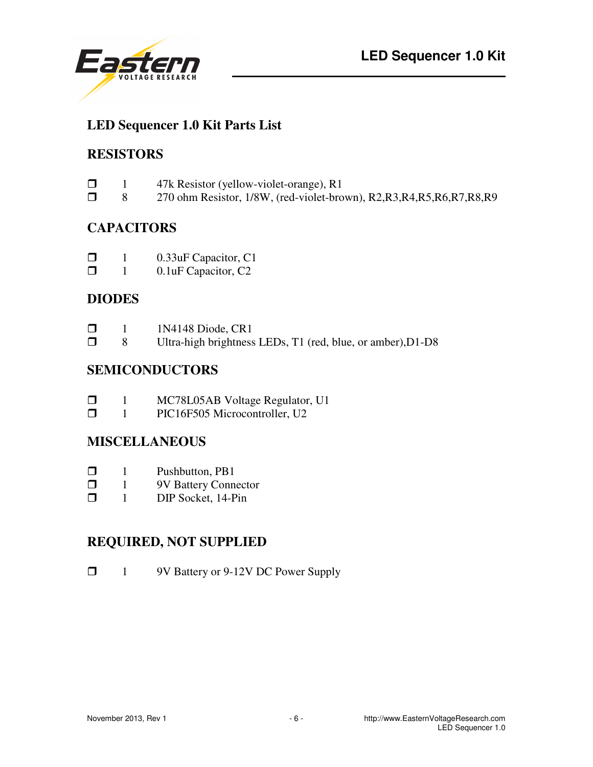# LED Sequencer 1.0 Kit Parts List

## RESISTORS

- ❒ 1 47k Resistor (yellow-violet-orange), R1
- ❒ 8 270 ohm Resistor, 1/8W, (red-violet-brown), R2,R3,R4,R5,R6,R7,R8,R9

## CAPACITORS

- ❒ 1 0.33uF Capacitor, C1
- ❒ 1 0.1uF Capacitor, C2

## DIODES

- ❒ 1 1N4148 Diode, CR1
- ❒ 8 Ultra-high brightness LEDs, T1 (red, blue, or amber),D1-D8

## SEMICONDUCTORS

- ❒ 1 MC78L05AB Voltage Regulator, U1
- ❒ 1 PIC16F505 Microcontroller, U2

## MISCELLANEOUS

- ❒ 1 Pushbutton, PB1
- ❒ 1 9V Battery Connector
- ❒ 1 DIP Socket, 14-Pin

## REQUIRED, NOT SUPPLIED

- ❒ 1 9V Battery or 9-12V DC Power Supply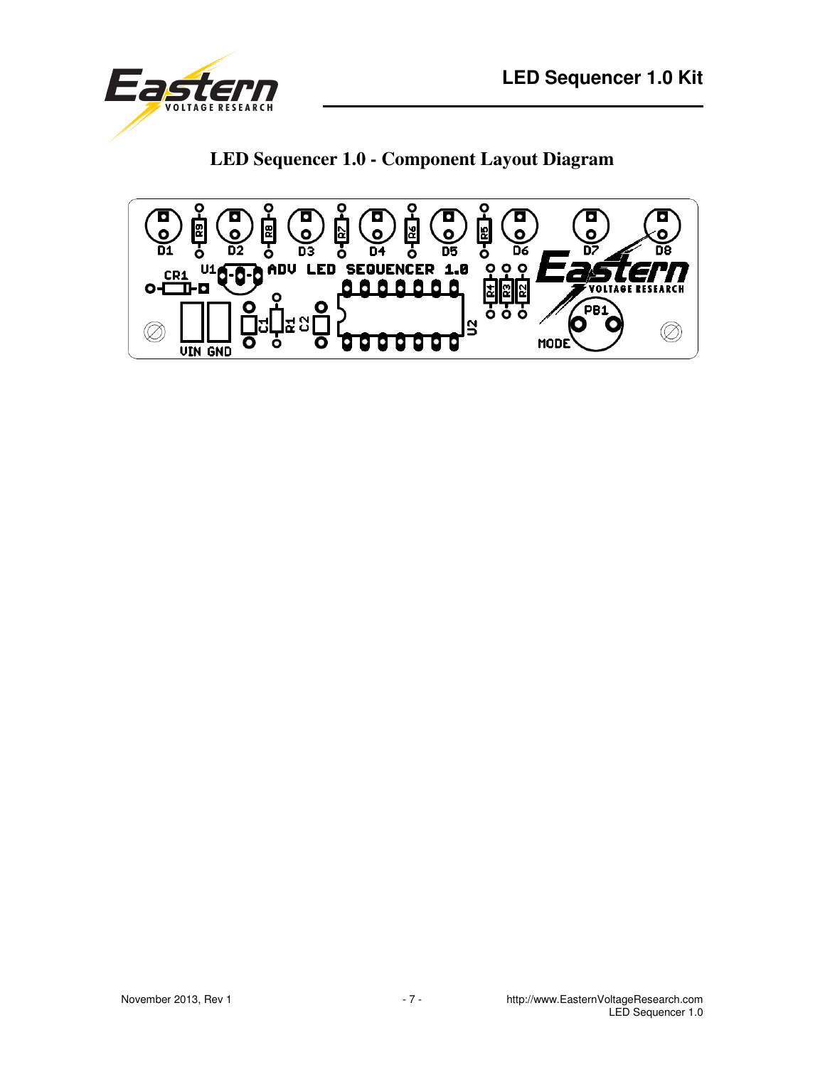## LED Sequencer 1.0 - Component Layout Diagram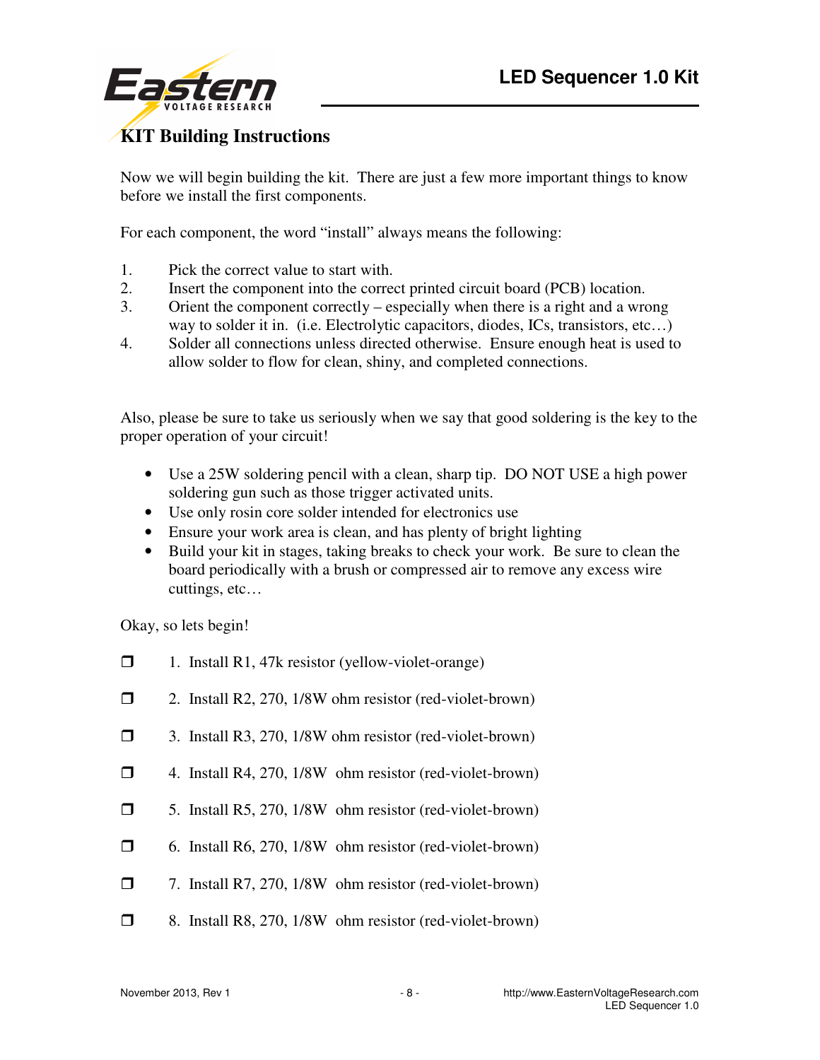## KIT Building Instructions

Now we will begin building the kit. There are just a few more important things to know before we install the first components.

For each component, the word "install" always means the following:

1. Pick the correct value to start with.
2. Insert the component into the correct printed circuit board (PCB) location.
3. Orient the component correctly – especially when there is a right and a wrong way to solder it in. (i.e. Electrolytic capacitors, diodes, ICs, transistors, etc…)
4. Solder all connections unless directed otherwise. Ensure enough heat is used to allow solder to flow for clean, shiny, and completed connections.

Also, please be sure to take us seriously when we say that good soldering is the key to the proper operation of your circuit!

- Use a 25W soldering pencil with a clean, sharp tip. DO NOT USE a high power soldering gun such as those trigger activated units.
- Use only rosin core solder intended for electronics use
- Ensure your work area is clean, and has plenty of bright lighting
- Build your kit in stages, taking breaks to check your work. Be sure to clean the board periodically with a brush or compressed air to remove any excess wire cuttings, etc…

Okay, so lets begin!

- ❒ 1. Install R1, 47k resistor (yellow-violet-orange)
- ❒ 2. Install R2, 270, 1/8W ohm resistor (red-violet-brown)
- ❒ 3. Install R3, 270, 1/8W ohm resistor (red-violet-brown)
- ❒ 4. Install R4, 270, 1/8W ohm resistor (red-violet-brown)
- ❒ 5. Install R5, 270, 1/8W ohm resistor (red-violet-brown)
- ❒ 6. Install R6, 270, 1/8W ohm resistor (red-violet-brown)
- ❒ 7. Install R7, 270, 1/8W ohm resistor (red-violet-brown)
- ❒ 8. Install R8, 270, 1/8W ohm resistor (red-violet-brown)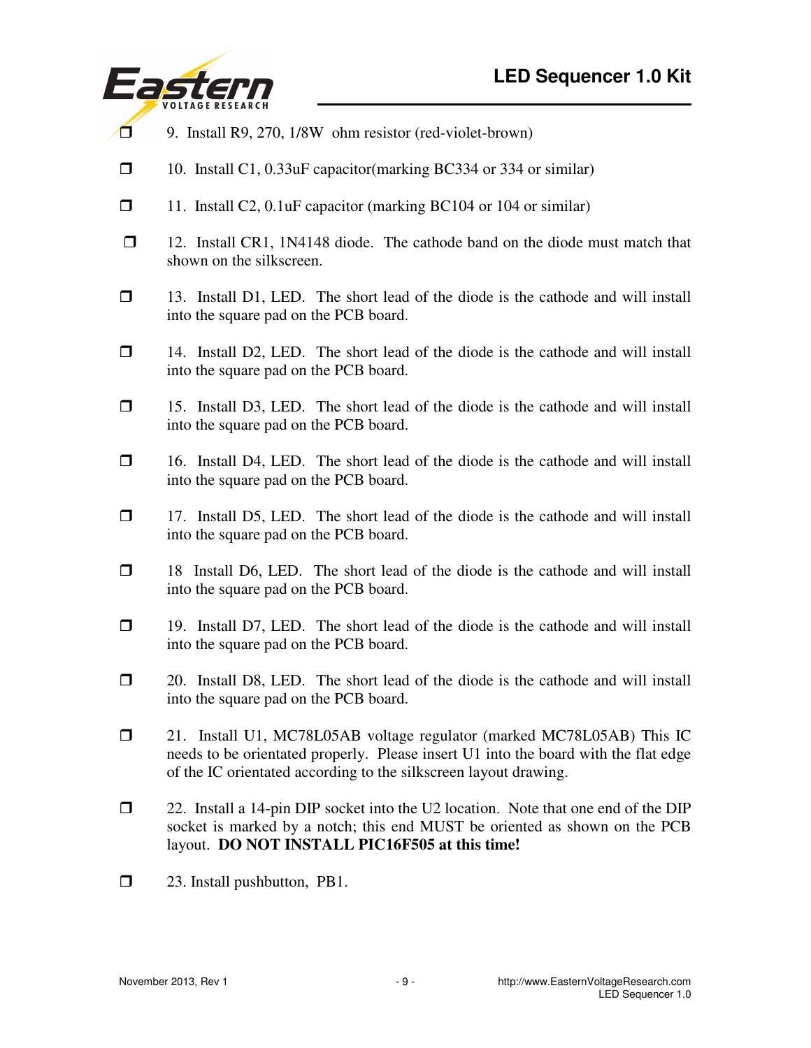- ❒ 9. Install R9, 270, 1/8W ohm resistor (red-violet-brown)
- ❒ 10. Install C1, 0.33uF capacitor(marking BC334 or 334 or similar)
- ❒ 11. Install C2, 0.1uF capacitor (marking BC104 or 104 or similar)
- ❒ 12. Install CR1, 1N4148 diode. The cathode band on the diode must match that shown on the silkscreen.
- ❒ 13. Install D1, LED. The short lead of the diode is the cathode and will install into the square pad on the PCB board.
- ❒ 14. Install D2, LED. The short lead of the diode is the cathode and will install into the square pad on the PCB board.
- ❒ 15. Install D3, LED. The short lead of the diode is the cathode and will install into the square pad on the PCB board.
- ❒ 16. Install D4, LED. The short lead of the diode is the cathode and will install into the square pad on the PCB board.
- ❒ 17. Install D5, LED. The short lead of the diode is the cathode and will install into the square pad on the PCB board.
- ❒ 18 Install D6, LED. The short lead of the diode is the cathode and will install into the square pad on the PCB board.
- ❒ 19. Install D7, LED. The short lead of the diode is the cathode and will install into the square pad on the PCB board.
- ❒ 20. Install D8, LED. The short lead of the diode is the cathode and will install into the square pad on the PCB board.
- ❒ 21. Install U1, MC78L05AB voltage regulator (marked MC78L05AB) This IC needs to be orientated properly. Please insert U1 into the board with the flat edge of the IC orientated according to the silkscreen layout drawing.
- ❒ 22. Install a 14-pin DIP socket into the U2 location. Note that one end of the DIP socket is marked by a notch; this end MUST be oriented as shown on the PCB layout. **DO NOT INSTALL PIC16F505 at this time!**
- ❒ 23. Install pushbutton, PB1.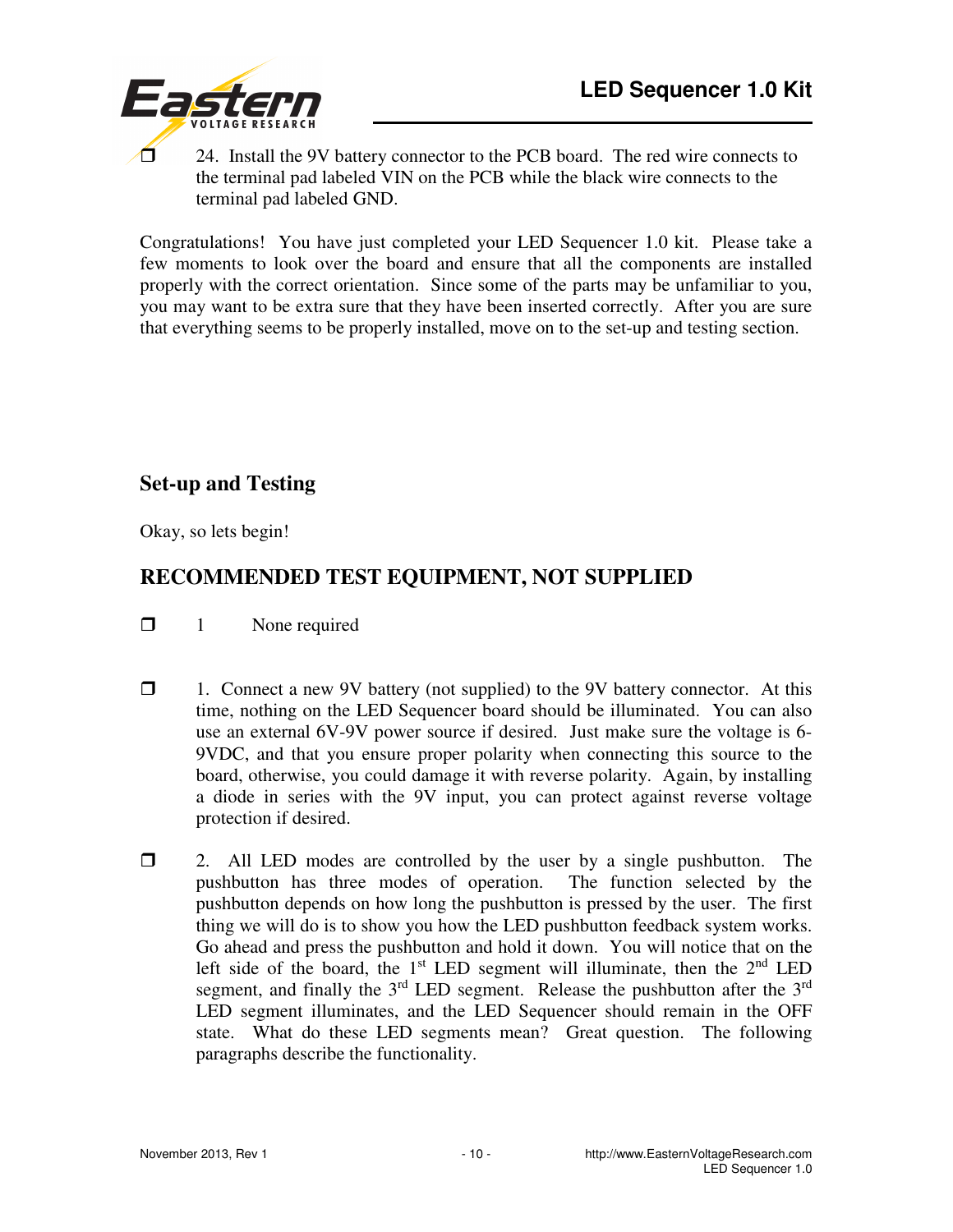❐ 24. Install the 9V battery connector to the PCB board. The red wire connects to the terminal pad labeled VIN on the PCB while the black wire connects to the terminal pad labeled GND.

Congratulations! You have just completed your LED Sequencer 1.0 kit. Please take a few moments to look over the board and ensure that all the components are installed properly with the correct orientation. Since some of the parts may be unfamiliar to you, you may want to be extra sure that they have been inserted correctly. After you are sure that everything seems to be properly installed, move on to the set-up and testing section.

## Set-up and Testing

Okay, so lets begin!

## RECOMMENDED TEST EQUIPMENT, NOT SUPPLIED

❐ 1 None required

❐ 1. Connect a new 9V battery (not supplied) to the 9V battery connector. At this time, nothing on the LED Sequencer board should be illuminated. You can also use an external 6V-9V power source if desired. Just make sure the voltage is 6-9VDC, and that you ensure proper polarity when connecting this source to the board, otherwise, you could damage it with reverse polarity. Again, by installing a diode in series with the 9V input, you can protect against reverse voltage protection if desired.

❐ 2. All LED modes are controlled by the user by a single pushbutton. The pushbutton has three modes of operation. The function selected by the pushbutton depends on how long the pushbutton is pressed by the user. The first thing we will do is to show you how the LED pushbutton feedback system works. Go ahead and press the pushbutton and hold it down. You will notice that on the left side of the board, the 1st LED segment will illuminate, then the 2nd LED segment, and finally the 3rd LED segment. Release the pushbutton after the 3rd LED segment illuminates, and the LED Sequencer should remain in the OFF state. What do these LED segments mean? Great question. The following paragraphs describe the functionality.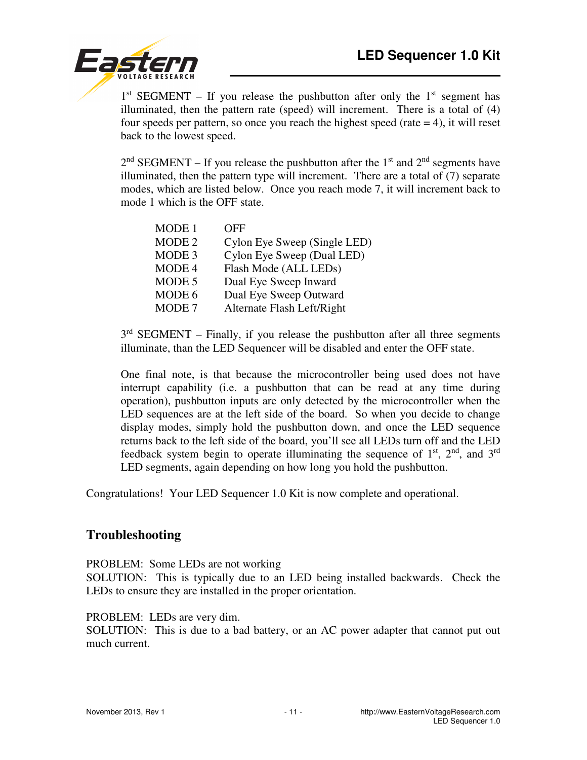1st SEGMENT – If you release the pushbutton after only the 1st segment has illuminated, then the pattern rate (speed) will increment. There is a total of (4) four speeds per pattern, so once you reach the highest speed (rate = 4), it will reset back to the lowest speed.

2nd SEGMENT – If you release the pushbutton after the 1st and 2nd segments have illuminated, then the pattern type will increment. There are a total of (7) separate modes, which are listed below. Once you reach mode 7, it will increment back to mode 1 which is the OFF state.

| | |
|---|---|
| MODE 1 | OFF |
| MODE 2 | Cylon Eye Sweep (Single LED) |
| MODE 3 | Cylon Eye Sweep (Dual LED) |
| MODE 4 | Flash Mode (ALL LEDs) |
| MODE 5 | Dual Eye Sweep Inward |
| MODE 6 | Dual Eye Sweep Outward |
| MODE 7 | Alternate Flash Left/Right |

3rd SEGMENT – Finally, if you release the pushbutton after all three segments illuminate, than the LED Sequencer will be disabled and enter the OFF state.

One final note, is that because the microcontroller being used does not have interrupt capability (i.e. a pushbutton that can be read at any time during operation), pushbutton inputs are only detected by the microcontroller when the LED sequences are at the left side of the board. So when you decide to change display modes, simply hold the pushbutton down, and once the LED sequence returns back to the left side of the board, you'll see all LEDs turn off and the LED feedback system begin to operate illuminating the sequence of 1st, 2nd, and 3rd LED segments, again depending on how long you hold the pushbutton.

Congratulations! Your LED Sequencer 1.0 Kit is now complete and operational.

## Troubleshooting

PROBLEM: Some LEDs are not working
SOLUTION: This is typically due to an LED being installed backwards. Check the LEDs to ensure they are installed in the proper orientation.

PROBLEM: LEDs are very dim.
SOLUTION: This is due to a bad battery, or an AC power adapter that cannot put out much current.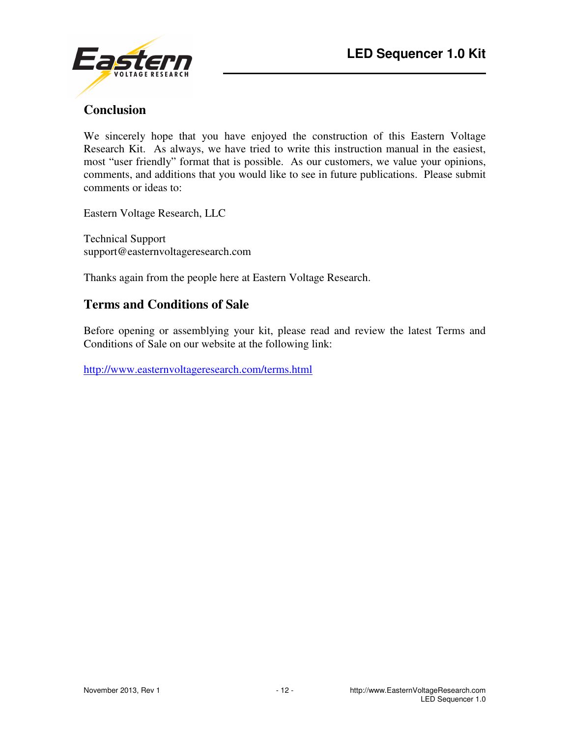## Conclusion

We sincerely hope that you have enjoyed the construction of this Eastern Voltage Research Kit. As always, we have tried to write this instruction manual in the easiest, most "user friendly" format that is possible. As our customers, we value your opinions, comments, and additions that you would like to see in future publications. Please submit comments or ideas to:

Eastern Voltage Research, LLC

Technical Support
support@easternvoltageresearch.com

Thanks again from the people here at Eastern Voltage Research.

## Terms and Conditions of Sale

Before opening or assemblying your kit, please read and review the latest Terms and Conditions of Sale on our website at the following link:

http://www.easternvoltageresearch.com/terms.html